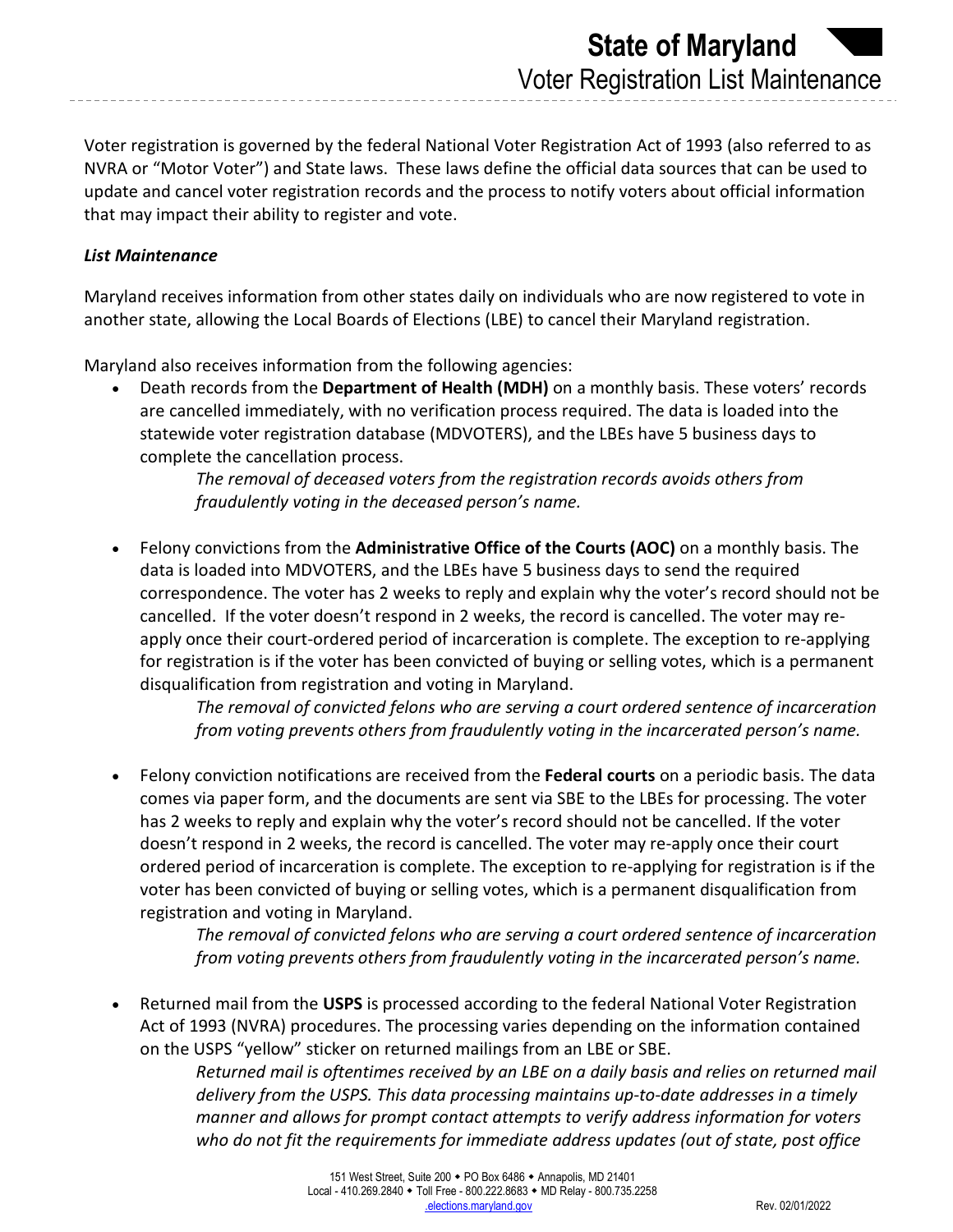# State of Maryland

## Voter Registration List Maintenance

Voter registration is governed by the federal National Voter Registration Act of 1993 (also referred to as NVRA or "Motor Voter") and State laws. These laws define the official data sources that can be used to update and cancel voter registration records and the process to notify voters about official information that may impact their ability to register and vote.

### *List Maintenance*

Maryland receives information from other states daily on individuals who are now registered to vote in another state, allowing the Local Boards of Elections (LBE) to cancel their Maryland registration.

Maryland also receives information from the following agencies:

- Death records from the **Department of Health (MDH)** on a monthly basis. These voters' records are cancelled immediately, with no verification process required. The data is loaded into the statewide voter registration database (MDVOTERS), and the LBEs have 5 business days to complete the cancellation process.

  *The removal of deceased voters from the registration records avoids others from fraudulently voting in the deceased person's name.*

- Felony convictions from the **Administrative Office of the Courts (AOC)** on a monthly basis. The data is loaded into MDVOTERS, and the LBEs have 5 business days to send the required correspondence. The voter has 2 weeks to reply and explain why the voter's record should not be cancelled. If the voter doesn't respond in 2 weeks, the record is cancelled. The voter may re-apply once their court-ordered period of incarceration is complete. The exception to re-applying for registration is if the voter has been convicted of buying or selling votes, which is a permanent disqualification from registration and voting in Maryland.

  *The removal of convicted felons who are serving a court ordered sentence of incarceration from voting prevents others from fraudulently voting in the incarcerated person's name.*

- Felony conviction notifications are received from the **Federal courts** on a periodic basis. The data comes via paper form, and the documents are sent via SBE to the LBEs for processing. The voter has 2 weeks to reply and explain why the voter's record should not be cancelled. If the voter doesn't respond in 2 weeks, the record is cancelled. The voter may re-apply once their court ordered period of incarceration is complete. The exception to re-applying for registration is if the voter has been convicted of buying or selling votes, which is a permanent disqualification from registration and voting in Maryland.

  *The removal of convicted felons who are serving a court ordered sentence of incarceration from voting prevents others from fraudulently voting in the incarcerated person's name.*

- Returned mail from the **USPS** is processed according to the federal National Voter Registration Act of 1993 (NVRA) procedures. The processing varies depending on the information contained on the USPS "yellow" sticker on returned mailings from an LBE or SBE.

  *Returned mail is oftentimes received by an LBE on a daily basis and relies on returned mail delivery from the USPS. This data processing maintains up-to-date addresses in a timely manner and allows for prompt contact attempts to verify address information for voters who do not fit the requirements for immediate address updates (out of state, post office*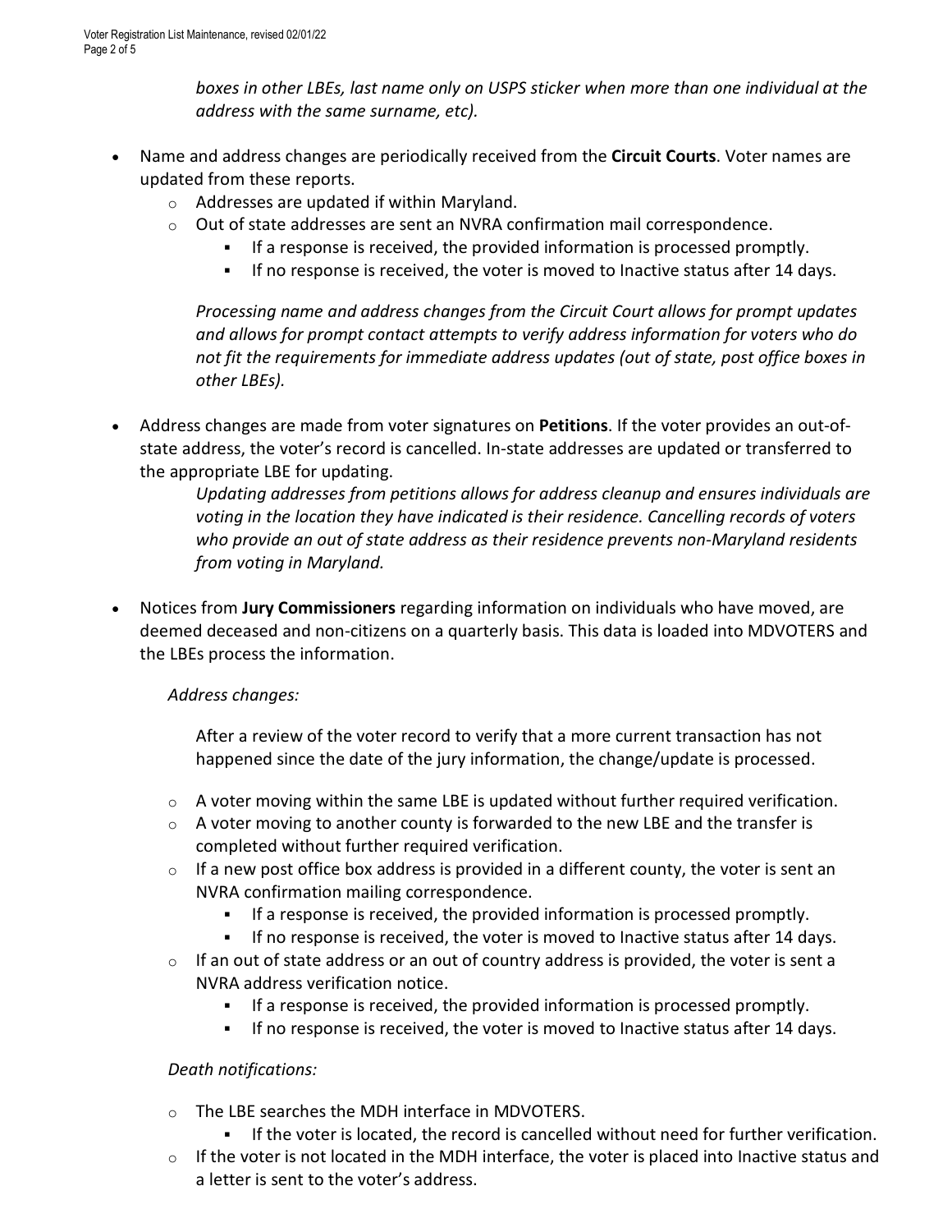*boxes in other LBEs, last name only on USPS sticker when more than one individual at the address with the same surname, etc).*

- Name and address changes are periodically received from the **Circuit Courts**. Voter names are updated from these reports.
    - Addresses are updated if within Maryland.
    - Out of state addresses are sent an NVRA confirmation mail correspondence.
        - If a response is received, the provided information is processed promptly.
        - If no response is received, the voter is moved to Inactive status after 14 days.

    *Processing name and address changes from the Circuit Court allows for prompt updates and allows for prompt contact attempts to verify address information for voters who do not fit the requirements for immediate address updates (out of state, post office boxes in other LBEs).*

- Address changes are made from voter signatures on **Petitions**. If the voter provides an out-of-state address, the voter's record is cancelled. In-state addresses are updated or transferred to the appropriate LBE for updating.

    *Updating addresses from petitions allows for address cleanup and ensures individuals are voting in the location they have indicated is their residence. Cancelling records of voters who provide an out of state address as their residence prevents non-Maryland residents from voting in Maryland.*

- Notices from **Jury Commissioners** regarding information on individuals who have moved, are deemed deceased and non-citizens on a quarterly basis. This data is loaded into MDVOTERS and the LBEs process the information.

    *Address changes:*

    After a review of the voter record to verify that a more current transaction has not happened since the date of the jury information, the change/update is processed.

    - A voter moving within the same LBE is updated without further required verification.
    - A voter moving to another county is forwarded to the new LBE and the transfer is completed without further required verification.
    - If a new post office box address is provided in a different county, the voter is sent an NVRA confirmation mailing correspondence.
        - If a response is received, the provided information is processed promptly.
        - If no response is received, the voter is moved to Inactive status after 14 days.
    - If an out of state address or an out of country address is provided, the voter is sent a NVRA address verification notice.
        - If a response is received, the provided information is processed promptly.
        - If no response is received, the voter is moved to Inactive status after 14 days.

    *Death notifications:*

    - The LBE searches the MDH interface in MDVOTERS.
        - If the voter is located, the record is cancelled without need for further verification.
    - If the voter is not located in the MDH interface, the voter is placed into Inactive status and a letter is sent to the voter's address.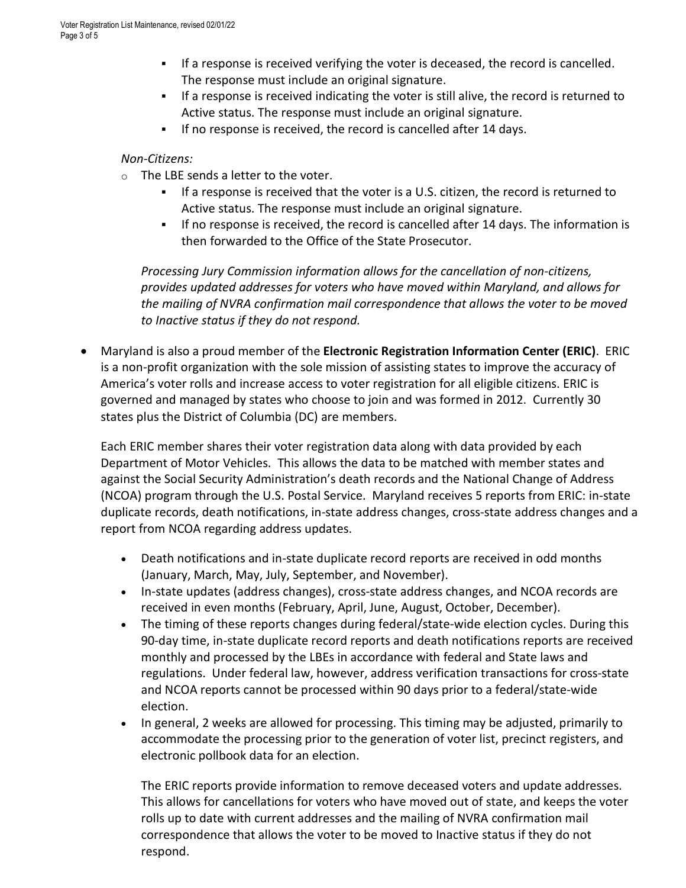- If a response is received verifying the voter is deceased, the record is cancelled. The response must include an original signature.
    - If a response is received indicating the voter is still alive, the record is returned to Active status. The response must include an original signature.
    - If no response is received, the record is cancelled after 14 days.

  *Non-Citizens:*

  - The LBE sends a letter to the voter.
    - If a response is received that the voter is a U.S. citizen, the record is returned to Active status. The response must include an original signature.
    - If no response is received, the record is cancelled after 14 days. The information is then forwarded to the Office of the State Prosecutor.

  *Processing Jury Commission information allows for the cancellation of non-citizens, provides updated addresses for voters who have moved within Maryland, and allows for the mailing of NVRA confirmation mail correspondence that allows the voter to be moved to Inactive status if they do not respond.*

- Maryland is also a proud member of the **Electronic Registration Information Center (ERIC)**. ERIC is a non-profit organization with the sole mission of assisting states to improve the accuracy of America's voter rolls and increase access to voter registration for all eligible citizens. ERIC is governed and managed by states who choose to join and was formed in 2012. Currently 30 states plus the District of Columbia (DC) are members.

  Each ERIC member shares their voter registration data along with data provided by each Department of Motor Vehicles. This allows the data to be matched with member states and against the Social Security Administration's death records and the National Change of Address (NCOA) program through the U.S. Postal Service. Maryland receives 5 reports from ERIC: in-state duplicate records, death notifications, in-state address changes, cross-state address changes and a report from NCOA regarding address updates.

  - Death notifications and in-state duplicate record reports are received in odd months (January, March, May, July, September, and November).
  - In-state updates (address changes), cross-state address changes, and NCOA records are received in even months (February, April, June, August, October, December).
  - The timing of these reports changes during federal/state-wide election cycles. During this 90-day time, in-state duplicate record reports and death notifications reports are received monthly and processed by the LBEs in accordance with federal and State laws and regulations. Under federal law, however, address verification transactions for cross-state and NCOA reports cannot be processed within 90 days prior to a federal/state-wide election.
  - In general, 2 weeks are allowed for processing. This timing may be adjusted, primarily to accommodate the processing prior to the generation of voter list, precinct registers, and electronic pollbook data for an election.

    The ERIC reports provide information to remove deceased voters and update addresses. This allows for cancellations for voters who have moved out of state, and keeps the voter rolls up to date with current addresses and the mailing of NVRA confirmation mail correspondence that allows the voter to be moved to Inactive status if they do not respond.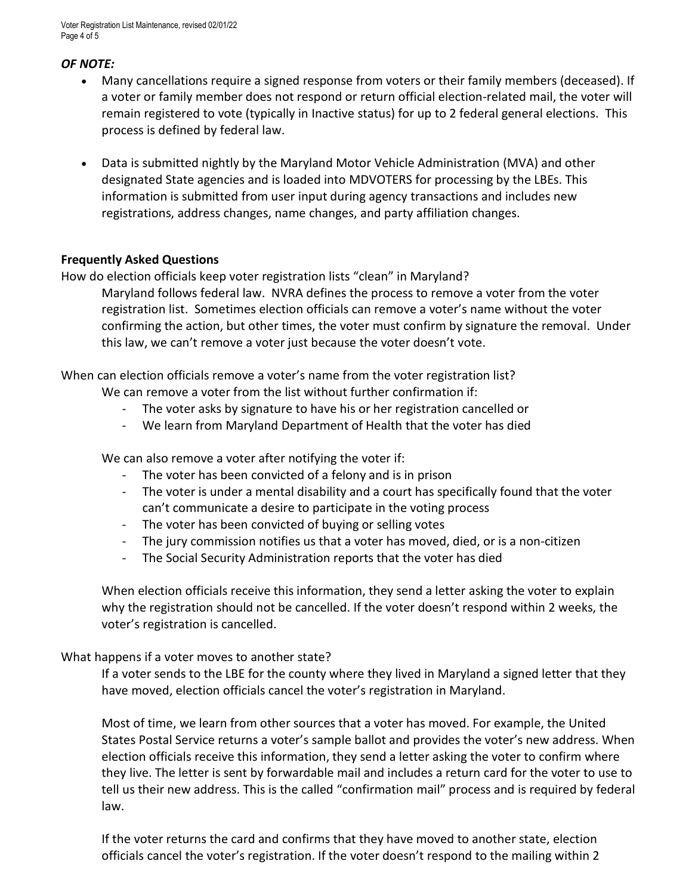***OF NOTE:***

- Many cancellations require a signed response from voters or their family members (deceased). If a voter or family member does not respond or return official election-related mail, the voter will remain registered to vote (typically in Inactive status) for up to 2 federal general elections. This process is defined by federal law.
- Data is submitted nightly by the Maryland Motor Vehicle Administration (MVA) and other designated State agencies and is loaded into MDVOTERS for processing by the LBEs. This information is submitted from user input during agency transactions and includes new registrations, address changes, name changes, and party affiliation changes.

**Frequently Asked Questions**

How do election officials keep voter registration lists "clean" in Maryland?

Maryland follows federal law. NVRA defines the process to remove a voter from the voter registration list. Sometimes election officials can remove a voter's name without the voter confirming the action, but other times, the voter must confirm by signature the removal. Under this law, we can't remove a voter just because the voter doesn't vote.

When can election officials remove a voter's name from the voter registration list?

We can remove a voter from the list without further confirmation if:

- The voter asks by signature to have his or her registration cancelled or
- We learn from Maryland Department of Health that the voter has died

We can also remove a voter after notifying the voter if:

- The voter has been convicted of a felony and is in prison
- The voter is under a mental disability and a court has specifically found that the voter can't communicate a desire to participate in the voting process
- The voter has been convicted of buying or selling votes
- The jury commission notifies us that a voter has moved, died, or is a non-citizen
- The Social Security Administration reports that the voter has died

When election officials receive this information, they send a letter asking the voter to explain why the registration should not be cancelled. If the voter doesn't respond within 2 weeks, the voter's registration is cancelled.

What happens if a voter moves to another state?

If a voter sends to the LBE for the county where they lived in Maryland a signed letter that they have moved, election officials cancel the voter's registration in Maryland.

Most of time, we learn from other sources that a voter has moved. For example, the United States Postal Service returns a voter's sample ballot and provides the voter's new address. When election officials receive this information, they send a letter asking the voter to confirm where they live. The letter is sent by forwardable mail and includes a return card for the voter to use to tell us their new address. This is the called "confirmation mail" process and is required by federal law.

If the voter returns the card and confirms that they have moved to another state, election officials cancel the voter's registration. If the voter doesn't respond to the mailing within 2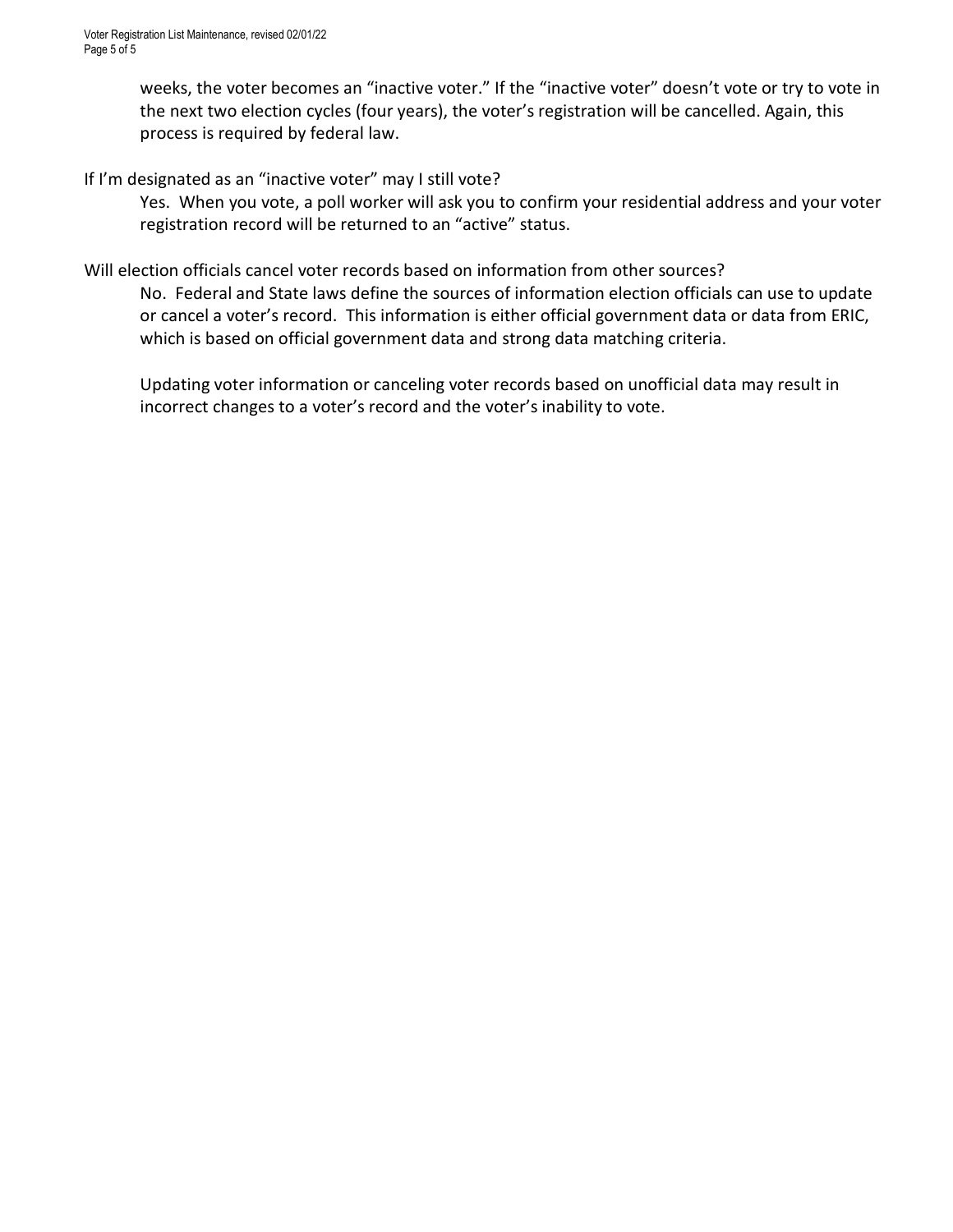weeks, the voter becomes an "inactive voter." If the "inactive voter" doesn't vote or try to vote in the next two election cycles (four years), the voter's registration will be cancelled. Again, this process is required by federal law.

If I'm designated as an "inactive voter" may I still vote?

Yes. When you vote, a poll worker will ask you to confirm your residential address and your voter registration record will be returned to an "active" status.

Will election officials cancel voter records based on information from other sources?

No. Federal and State laws define the sources of information election officials can use to update or cancel a voter's record. This information is either official government data or data from ERIC, which is based on official government data and strong data matching criteria.

Updating voter information or canceling voter records based on unofficial data may result in incorrect changes to a voter's record and the voter's inability to vote.